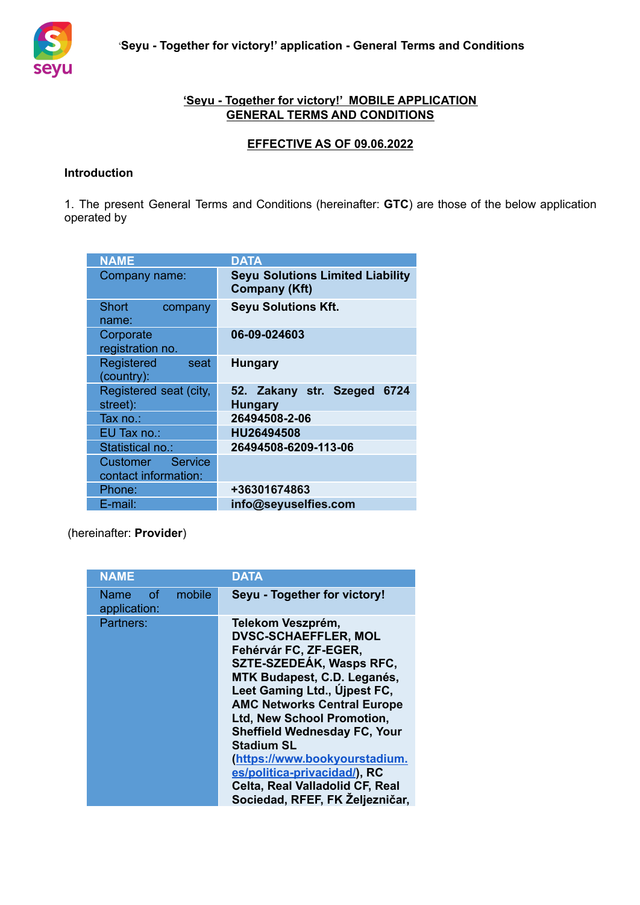# 'Seyu - Together for victory!' MOBILE APPLICATION GENERAL TERMS AND CONDITIONS

**EFFECTIVE AS OF 09.06.2022**

## Introduction

1. The present General Terms and Conditions (hereinafter: **GTC**) are those of the below application operated by

| NAME | DATA |
|---|---|
| Company name: | **Seyu Solutions Limited Liability Company (Kft)** |
| Short company name: | **Seyu Solutions Kft.** |
| Corporate registration no. | **06-09-024603** |
| Registered seat (country): | **Hungary** |
| Registered seat (city, street): | **52. Zakany str. Szeged 6724 Hungary** |
| Tax no.: | **26494508-2-06** |
| EU Tax no.: | **HU26494508** |
| Statistical no.: | **26494508-6209-113-06** |
| Customer Service contact information: | |
| Phone: | **+36301674863** |
| E-mail: | **info@seyuselfies.com** |

(hereinafter: **Provider**)

| NAME | DATA |
|---|---|
| Name of mobile application: | **Seyu - Together for victory!** |
| Partners: | **Telekom Veszprém, DVSC-SCHAEFFLER, MOL Fehérvár FC, ZF-EGER, SZTE-SZEDEÁK, Wasps RFC, MTK Budapest, C.D. Leganés, Leet Gaming Ltd., Újpest FC, AMC Networks Central Europe Ltd, New School Promotion, Sheffield Wednesday FC, Your Stadium SL ([https://www.bookyourstadium.es/politica-privacidad/](https://www.bookyourstadium.es/politica-privacidad/)), RC Celta, Real Valladolid CF, Real Sociedad, RFEF, FK Željezničar,** |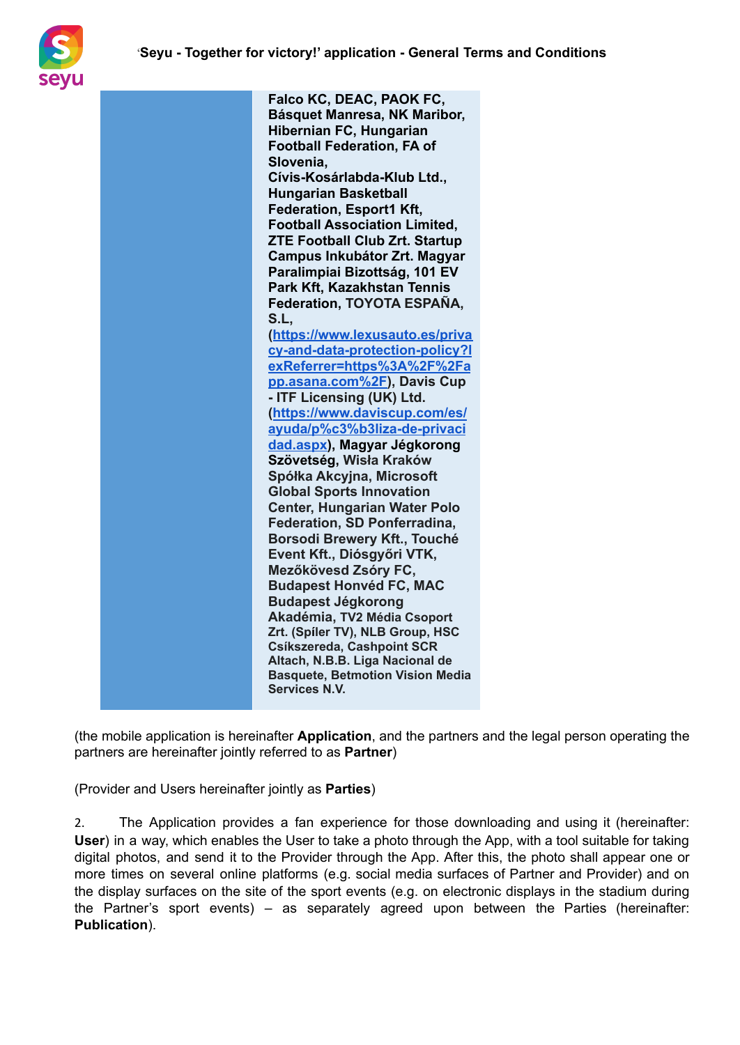| | Falco KC, DEAC, PAOK FC, Básquet Manresa, NK Maribor, Hibernian FC, Hungarian Football Federation, FA of Slovenia, Cívis-Kosárlabda-Klub Ltd., Hungarian Basketball Federation, Esport1 Kft, Football Association Limited, ZTE Football Club Zrt. Startup Campus Inkubátor Zrt. Magyar Paralimpiai Bizottság, 101 EV Park Kft, Kazakhstan Tennis Federation, TOYOTA ESPAÑA, S.L, (https://www.lexusauto.es/privacy-and-data-protection-policy?lexReferrer=https%3A%2F%2Fapp.asana.com%2F), Davis Cup - ITF Licensing (UK) Ltd. (https://www.daviscup.com/es/ayuda/p%c3%b3liza-de-privacidad.aspx), Magyar Jégkorong Szövetség, Wisła Kraków Spółka Akcyjna, Microsoft Global Sports Innovation Center, Hungarian Water Polo Federation, SD Ponferradina, Borsodi Brewery Kft., Touché Event Kft., Diósgyőri VTK, Mezőkövesd Zsóry FC, Budapest Honvéd FC, MAC Budapest Jégkorong Akadémia, TV2 Média Csoport Zrt. (Spíler TV), NLB Group, HSC Csíkszereda, Cashpoint SCR Altach, N.B.B. Liga Nacional de Basquete, Betmotion Vision Media Services N.V. |
|---|---|

(the mobile application is hereinafter **Application**, and the partners and the legal person operating the partners are hereinafter jointly referred to as **Partner**)

(Provider and Users hereinafter jointly as **Parties**)

2. The Application provides a fan experience for those downloading and using it (hereinafter: **User**) in a way, which enables the User to take a photo through the App, with a tool suitable for taking digital photos, and send it to the Provider through the App. After this, the photo shall appear one or more times on several online platforms (e.g. social media surfaces of Partner and Provider) and on the display surfaces on the site of the sport events (e.g. on electronic displays in the stadium during the Partner's sport events) – as separately agreed upon between the Parties (hereinafter: **Publication**).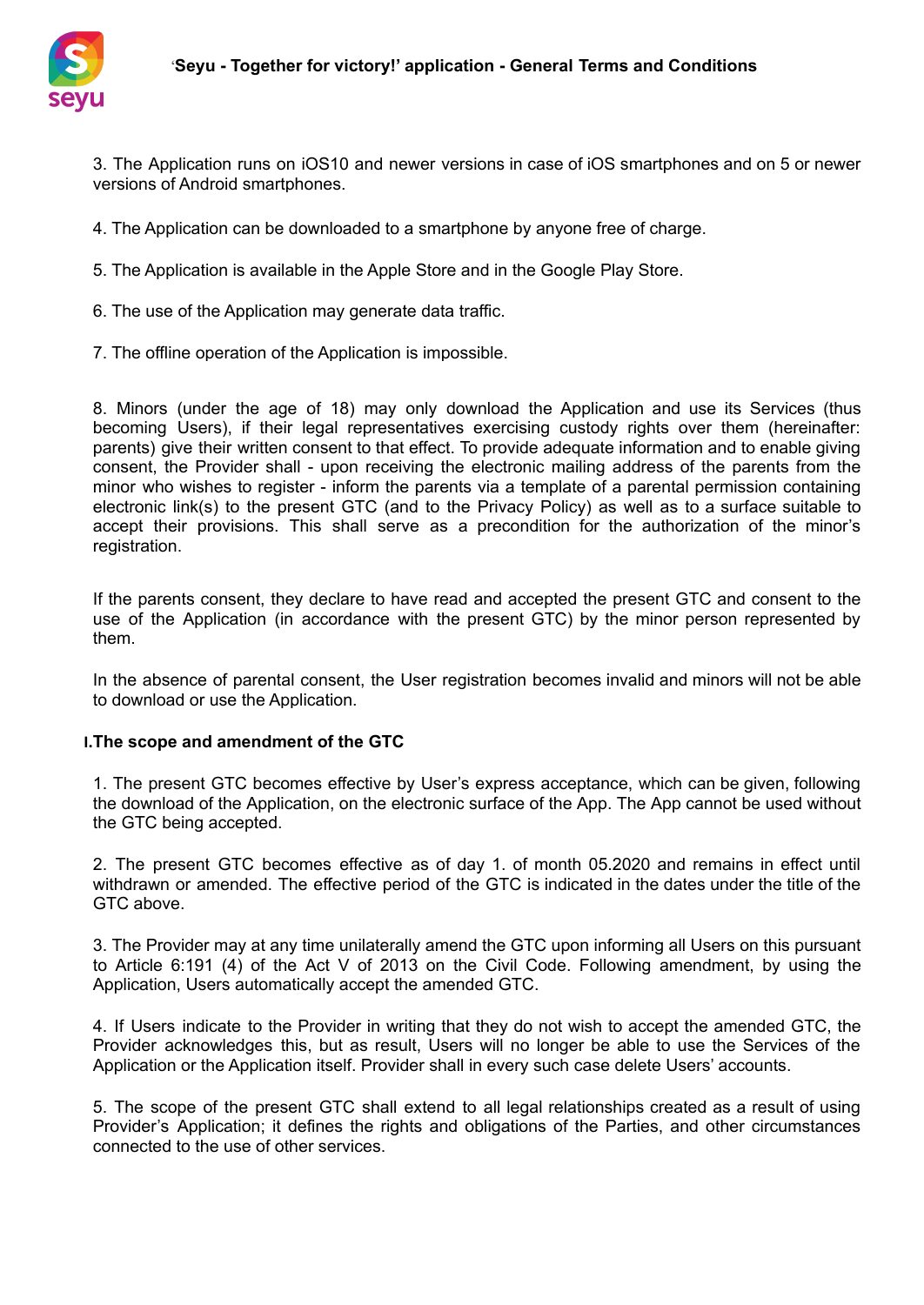3. The Application runs on iOS10 and newer versions in case of iOS smartphones and on 5 or newer versions of Android smartphones.

4. The Application can be downloaded to a smartphone by anyone free of charge.

5. The Application is available in the Apple Store and in the Google Play Store.

6. The use of the Application may generate data traffic.

7. The offline operation of the Application is impossible.

8. Minors (under the age of 18) may only download the Application and use its Services (thus becoming Users), if their legal representatives exercising custody rights over them (hereinafter: parents) give their written consent to that effect. To provide adequate information and to enable giving consent, the Provider shall - upon receiving the electronic mailing address of the parents from the minor who wishes to register - inform the parents via a template of a parental permission containing electronic link(s) to the present GTC (and to the Privacy Policy) as well as to a surface suitable to accept their provisions. This shall serve as a precondition for the authorization of the minor's registration.

If the parents consent, they declare to have read and accepted the present GTC and consent to the use of the Application (in accordance with the present GTC) by the minor person represented by them.

In the absence of parental consent, the User registration becomes invalid and minors will not be able to download or use the Application.

## I. The scope and amendment of the GTC

1. The present GTC becomes effective by User's express acceptance, which can be given, following the download of the Application, on the electronic surface of the App. The App cannot be used without the GTC being accepted.

2. The present GTC becomes effective as of day 1. of month 05.2020 and remains in effect until withdrawn or amended. The effective period of the GTC is indicated in the dates under the title of the GTC above.

3. The Provider may at any time unilaterally amend the GTC upon informing all Users on this pursuant to Article 6:191 (4) of the Act V of 2013 on the Civil Code. Following amendment, by using the Application, Users automatically accept the amended GTC.

4. If Users indicate to the Provider in writing that they do not wish to accept the amended GTC, the Provider acknowledges this, but as result, Users will no longer be able to use the Services of the Application or the Application itself. Provider shall in every such case delete Users' accounts.

5. The scope of the present GTC shall extend to all legal relationships created as a result of using Provider's Application; it defines the rights and obligations of the Parties, and other circumstances connected to the use of other services.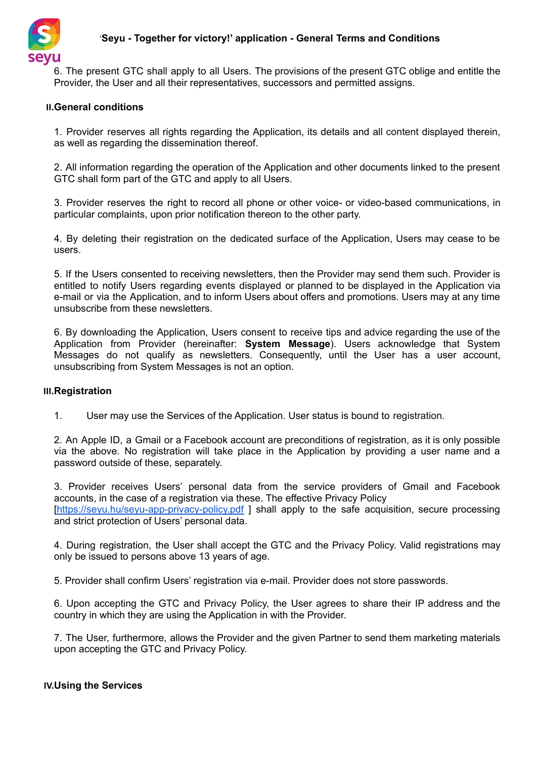6. The present GTC shall apply to all Users. The provisions of the present GTC oblige and entitle the Provider, the User and all their representatives, successors and permitted assigns.

## II. General conditions

1. Provider reserves all rights regarding the Application, its details and all content displayed therein, as well as regarding the dissemination thereof.

2. All information regarding the operation of the Application and other documents linked to the present GTC shall form part of the GTC and apply to all Users.

3. Provider reserves the right to record all phone or other voice- or video-based communications, in particular complaints, upon prior notification thereon to the other party.

4. By deleting their registration on the dedicated surface of the Application, Users may cease to be users.

5. If the Users consented to receiving newsletters, then the Provider may send them such. Provider is entitled to notify Users regarding events displayed or planned to be displayed in the Application via e-mail or via the Application, and to inform Users about offers and promotions. Users may at any time unsubscribe from these newsletters.

6. By downloading the Application, Users consent to receive tips and advice regarding the use of the Application from Provider (hereinafter: **System Message**). Users acknowledge that System Messages do not qualify as newsletters. Consequently, until the User has a user account, unsubscribing from System Messages is not an option.

## III. Registration

1. User may use the Services of the Application. User status is bound to registration.

2. An Apple ID, a Gmail or a Facebook account are preconditions of registration, as it is only possible via the above. No registration will take place in the Application by providing a user name and a password outside of these, separately.

3. Provider receives Users' personal data from the service providers of Gmail and Facebook accounts, in the case of a registration via these. The effective Privacy Policy [https://seyu.hu/seyu-app-privacy-policy.pdf ] shall apply to the safe acquisition, secure processing and strict protection of Users' personal data.

4. During registration, the User shall accept the GTC and the Privacy Policy. Valid registrations may only be issued to persons above 13 years of age.

5. Provider shall confirm Users' registration via e-mail. Provider does not store passwords.

6. Upon accepting the GTC and Privacy Policy, the User agrees to share their IP address and the country in which they are using the Application in with the Provider.

7. The User, furthermore, allows the Provider and the given Partner to send them marketing materials upon accepting the GTC and Privacy Policy.

## IV. Using the Services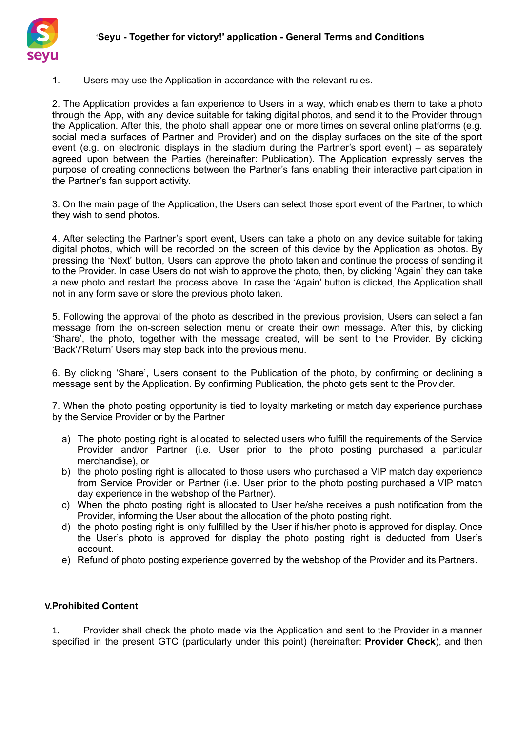1. Users may use the Application in accordance with the relevant rules.

2. The Application provides a fan experience to Users in a way, which enables them to take a photo through the App, with any device suitable for taking digital photos, and send it to the Provider through the Application. After this, the photo shall appear one or more times on several online platforms (e.g. social media surfaces of Partner and Provider) and on the display surfaces on the site of the sport event (e.g. on electronic displays in the stadium during the Partner's sport event) – as separately agreed upon between the Parties (hereinafter: Publication). The Application expressly serves the purpose of creating connections between the Partner's fans enabling their interactive participation in the Partner's fan support activity.

3. On the main page of the Application, the Users can select those sport event of the Partner, to which they wish to send photos.

4. After selecting the Partner's sport event, Users can take a photo on any device suitable for taking digital photos, which will be recorded on the screen of this device by the Application as photos. By pressing the 'Next' button, Users can approve the photo taken and continue the process of sending it to the Provider. In case Users do not wish to approve the photo, then, by clicking 'Again' they can take a new photo and restart the process above. In case the 'Again' button is clicked, the Application shall not in any form save or store the previous photo taken.

5. Following the approval of the photo as described in the previous provision, Users can select a fan message from the on-screen selection menu or create their own message. After this, by clicking 'Share', the photo, together with the message created, will be sent to the Provider. By clicking 'Back'/'Return' Users may step back into the previous menu.

6. By clicking 'Share', Users consent to the Publication of the photo, by confirming or declining a message sent by the Application. By confirming Publication, the photo gets sent to the Provider.

7. When the photo posting opportunity is tied to loyalty marketing or match day experience purchase by the Service Provider or by the Partner

a) The photo posting right is allocated to selected users who fulfill the requirements of the Service Provider and/or Partner (i.e. User prior to the photo posting purchased a particular merchandise), or
b) the photo posting right is allocated to those users who purchased a VIP match day experience from Service Provider or Partner (i.e. User prior to the photo posting purchased a VIP match day experience in the webshop of the Partner).
c) When the photo posting right is allocated to User he/she receives a push notification from the Provider, informing the User about the allocation of the photo posting right.
d) the photo posting right is only fulfilled by the User if his/her photo is approved for display. Once the User's photo is approved for display the photo posting right is deducted from User's account.
e) Refund of photo posting experience governed by the webshop of the Provider and its Partners.

## V. Prohibited Content

1. Provider shall check the photo made via the Application and sent to the Provider in a manner specified in the present GTC (particularly under this point) (hereinafter: **Provider Check**), and then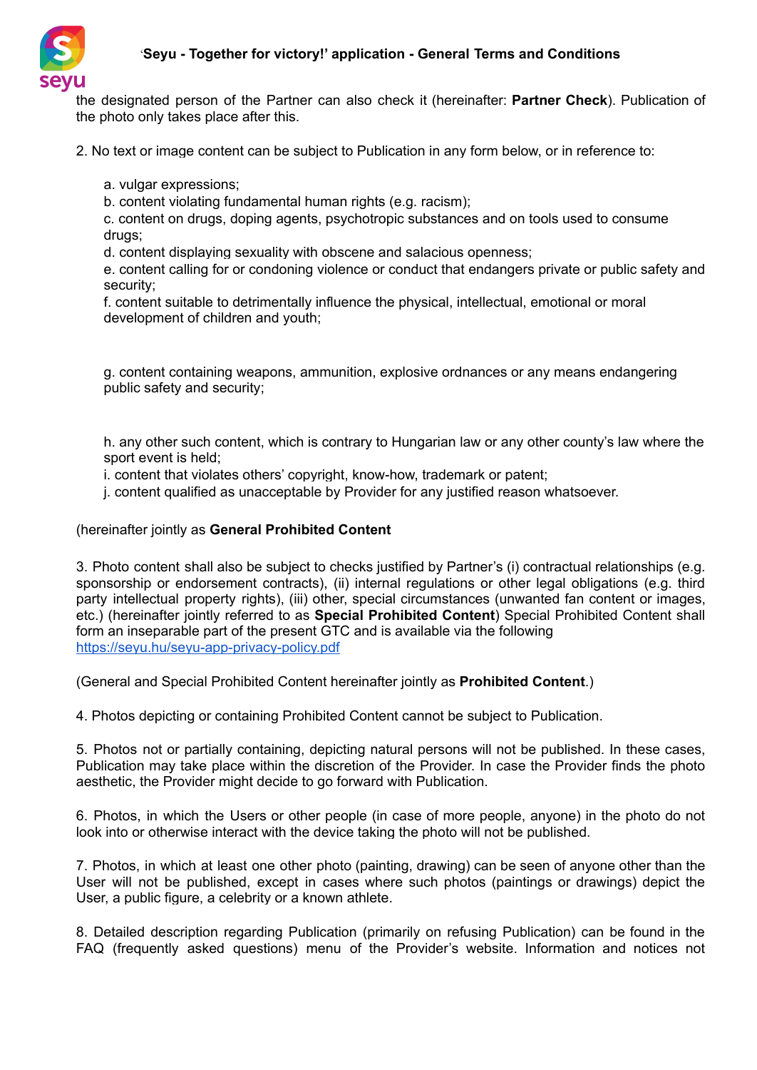the designated person of the Partner can also check it (hereinafter: **Partner Check**). Publication of the photo only takes place after this.

2. No text or image content can be subject to Publication in any form below, or in reference to:

   a. vulgar expressions;
   b. content violating fundamental human rights (e.g. racism);
   c. content on drugs, doping agents, psychotropic substances and on tools used to consume drugs;
   d. content displaying sexuality with obscene and salacious openness;
   e. content calling for or condoning violence or conduct that endangers private or public safety and security;
   f. content suitable to detrimentally influence the physical, intellectual, emotional or moral development of children and youth;

   g. content containing weapons, ammunition, explosive ordnances or any means endangering public safety and security;

   h. any other such content, which is contrary to Hungarian law or any other county's law where the sport event is held;
   i. content that violates others' copyright, know-how, trademark or patent;
   j. content qualified as unacceptable by Provider for any justified reason whatsoever.

(hereinafter jointly as **General Prohibited Content**

3. Photo content shall also be subject to checks justified by Partner's (i) contractual relationships (e.g. sponsorship or endorsement contracts), (ii) internal regulations or other legal obligations (e.g. third party intellectual property rights), (iii) other, special circumstances (unwanted fan content or images, etc.) (hereinafter jointly referred to as **Special Prohibited Content**) Special Prohibited Content shall form an inseparable part of the present GTC and is available via the following [https://seyu.hu/seyu-app-privacy-policy.pdf](https://seyu.hu/seyu-app-privacy-policy.pdf)

(General and Special Prohibited Content hereinafter jointly as **Prohibited Content**.)

4. Photos depicting or containing Prohibited Content cannot be subject to Publication.

5. Photos not or partially containing, depicting natural persons will not be published. In these cases, Publication may take place within the discretion of the Provider. In case the Provider finds the photo aesthetic, the Provider might decide to go forward with Publication.

6. Photos, in which the Users or other people (in case of more people, anyone) in the photo do not look into or otherwise interact with the device taking the photo will not be published.

7. Photos, in which at least one other photo (painting, drawing) can be seen of anyone other than the User will not be published, except in cases where such photos (paintings or drawings) depict the User, a public figure, a celebrity or a known athlete.

8. Detailed description regarding Publication (primarily on refusing Publication) can be found in the FAQ (frequently asked questions) menu of the Provider's website. Information and notices not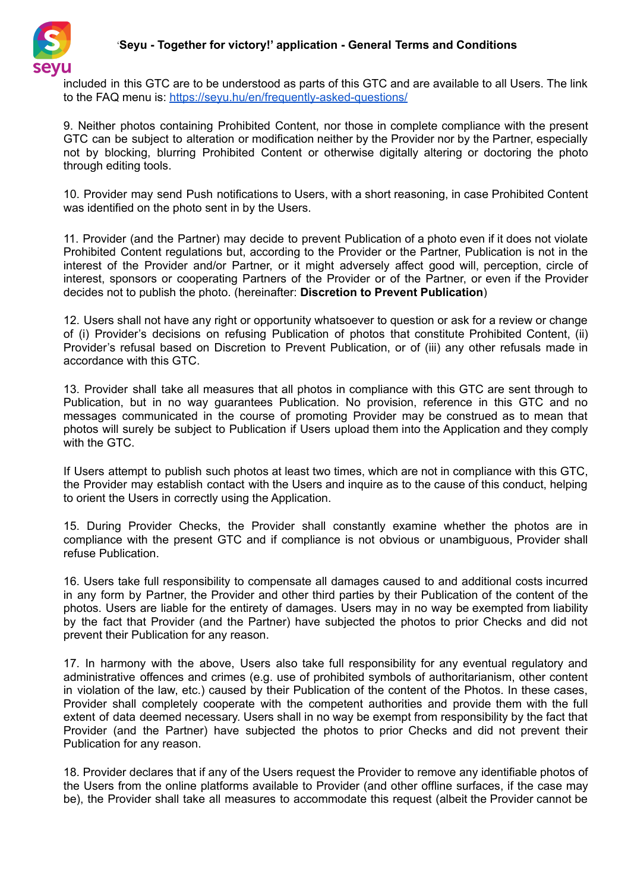included in this GTC are to be understood as parts of this GTC and are available to all Users. The link to the FAQ menu is: https://seyu.hu/en/frequently-asked-questions/

9. Neither photos containing Prohibited Content, nor those in complete compliance with the present GTC can be subject to alteration or modification neither by the Provider nor by the Partner, especially not by blocking, blurring Prohibited Content or otherwise digitally altering or doctoring the photo through editing tools.

10. Provider may send Push notifications to Users, with a short reasoning, in case Prohibited Content was identified on the photo sent in by the Users.

11. Provider (and the Partner) may decide to prevent Publication of a photo even if it does not violate Prohibited Content regulations but, according to the Provider or the Partner, Publication is not in the interest of the Provider and/or Partner, or it might adversely affect good will, perception, circle of interest, sponsors or cooperating Partners of the Provider or of the Partner, or even if the Provider decides not to publish the photo. (hereinafter: **Discretion to Prevent Publication**)

12. Users shall not have any right or opportunity whatsoever to question or ask for a review or change of (i) Provider's decisions on refusing Publication of photos that constitute Prohibited Content, (ii) Provider's refusal based on Discretion to Prevent Publication, or of (iii) any other refusals made in accordance with this GTC.

13. Provider shall take all measures that all photos in compliance with this GTC are sent through to Publication, but in no way guarantees Publication. No provision, reference in this GTC and no messages communicated in the course of promoting Provider may be construed as to mean that photos will surely be subject to Publication if Users upload them into the Application and they comply with the GTC.

If Users attempt to publish such photos at least two times, which are not in compliance with this GTC, the Provider may establish contact with the Users and inquire as to the cause of this conduct, helping to orient the Users in correctly using the Application.

15. During Provider Checks, the Provider shall constantly examine whether the photos are in compliance with the present GTC and if compliance is not obvious or unambiguous, Provider shall refuse Publication.

16. Users take full responsibility to compensate all damages caused to and additional costs incurred in any form by Partner, the Provider and other third parties by their Publication of the content of the photos. Users are liable for the entirety of damages. Users may in no way be exempted from liability by the fact that Provider (and the Partner) have subjected the photos to prior Checks and did not prevent their Publication for any reason.

17. In harmony with the above, Users also take full responsibility for any eventual regulatory and administrative offences and crimes (e.g. use of prohibited symbols of authoritarianism, other content in violation of the law, etc.) caused by their Publication of the content of the Photos. In these cases, Provider shall completely cooperate with the competent authorities and provide them with the full extent of data deemed necessary. Users shall in no way be exempt from responsibility by the fact that Provider (and the Partner) have subjected the photos to prior Checks and did not prevent their Publication for any reason.

18. Provider declares that if any of the Users request the Provider to remove any identifiable photos of the Users from the online platforms available to Provider (and other offline surfaces, if the case may be), the Provider shall take all measures to accommodate this request (albeit the Provider cannot be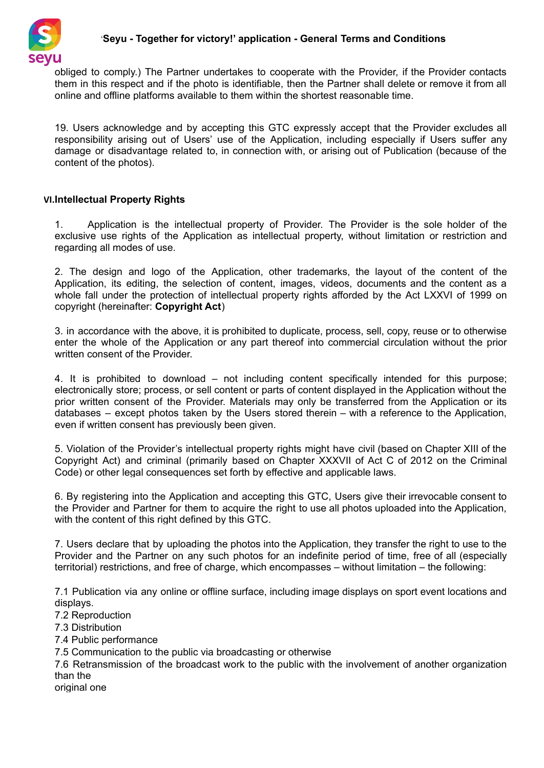obliged to comply.) The Partner undertakes to cooperate with the Provider, if the Provider contacts them in this respect and if the photo is identifiable, then the Partner shall delete or remove it from all online and offline platforms available to them within the shortest reasonable time.

19. Users acknowledge and by accepting this GTC expressly accept that the Provider excludes all responsibility arising out of Users' use of the Application, including especially if Users suffer any damage or disadvantage related to, in connection with, or arising out of Publication (because of the content of the photos).

## VI. Intellectual Property Rights

1. Application is the intellectual property of Provider. The Provider is the sole holder of the exclusive use rights of the Application as intellectual property, without limitation or restriction and regarding all modes of use.

2. The design and logo of the Application, other trademarks, the layout of the content of the Application, its editing, the selection of content, images, videos, documents and the content as a whole fall under the protection of intellectual property rights afforded by the Act LXXVI of 1999 on copyright (hereinafter: **Copyright Act**)

3. in accordance with the above, it is prohibited to duplicate, process, sell, copy, reuse or to otherwise enter the whole of the Application or any part thereof into commercial circulation without the prior written consent of the Provider.

4. It is prohibited to download – not including content specifically intended for this purpose; electronically store; process, or sell content or parts of content displayed in the Application without the prior written consent of the Provider. Materials may only be transferred from the Application or its databases – except photos taken by the Users stored therein – with a reference to the Application, even if written consent has previously been given.

5. Violation of the Provider's intellectual property rights might have civil (based on Chapter XIII of the Copyright Act) and criminal (primarily based on Chapter XXXVII of Act C of 2012 on the Criminal Code) or other legal consequences set forth by effective and applicable laws.

6. By registering into the Application and accepting this GTC, Users give their irrevocable consent to the Provider and Partner for them to acquire the right to use all photos uploaded into the Application, with the content of this right defined by this GTC.

7. Users declare that by uploading the photos into the Application, they transfer the right to use to the Provider and the Partner on any such photos for an indefinite period of time, free of all (especially territorial) restrictions, and free of charge, which encompasses – without limitation – the following:

7.1 Publication via any online or offline surface, including image displays on sport event locations and displays.
7.2 Reproduction
7.3 Distribution
7.4 Public performance
7.5 Communication to the public via broadcasting or otherwise
7.6 Retransmission of the broadcast work to the public with the involvement of another organization than the original one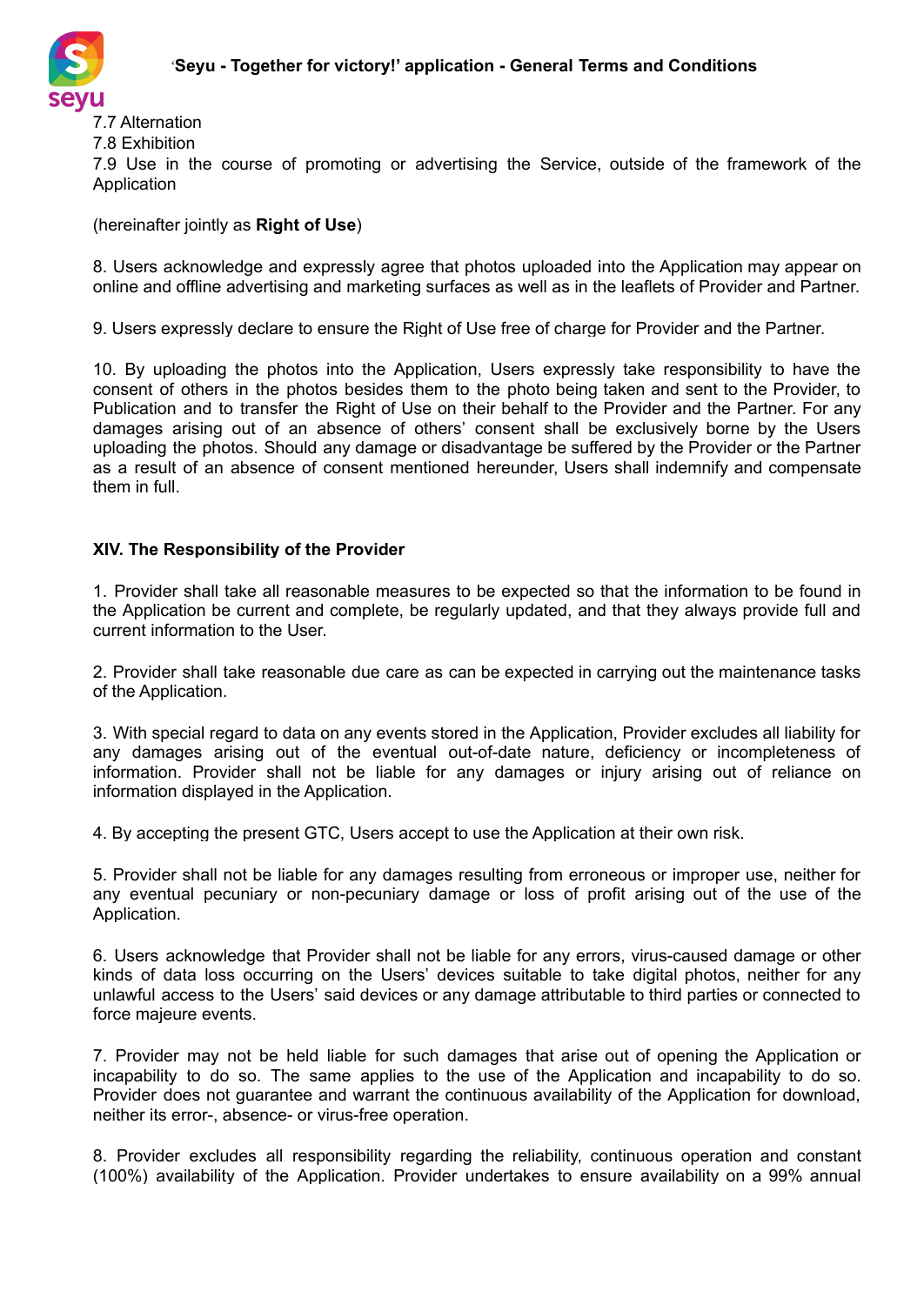7.7 Alternation
7.8 Exhibition
7.9 Use in the course of promoting or advertising the Service, outside of the framework of the Application

(hereinafter jointly as **Right of Use**)

8. Users acknowledge and expressly agree that photos uploaded into the Application may appear on online and offline advertising and marketing surfaces as well as in the leaflets of Provider and Partner.

9. Users expressly declare to ensure the Right of Use free of charge for Provider and the Partner.

10. By uploading the photos into the Application, Users expressly take responsibility to have the consent of others in the photos besides them to the photo being taken and sent to the Provider, to Publication and to transfer the Right of Use on their behalf to the Provider and the Partner. For any damages arising out of an absence of others' consent shall be exclusively borne by the Users uploading the photos. Should any damage or disadvantage be suffered by the Provider or the Partner as a result of an absence of consent mentioned hereunder, Users shall indemnify and compensate them in full.

### XIV. The Responsibility of the Provider

1. Provider shall take all reasonable measures to be expected so that the information to be found in the Application be current and complete, be regularly updated, and that they always provide full and current information to the User.

2. Provider shall take reasonable due care as can be expected in carrying out the maintenance tasks of the Application.

3. With special regard to data on any events stored in the Application, Provider excludes all liability for any damages arising out of the eventual out-of-date nature, deficiency or incompleteness of information. Provider shall not be liable for any damages or injury arising out of reliance on information displayed in the Application.

4. By accepting the present GTC, Users accept to use the Application at their own risk.

5. Provider shall not be liable for any damages resulting from erroneous or improper use, neither for any eventual pecuniary or non-pecuniary damage or loss of profit arising out of the use of the Application.

6. Users acknowledge that Provider shall not be liable for any errors, virus-caused damage or other kinds of data loss occurring on the Users' devices suitable to take digital photos, neither for any unlawful access to the Users' said devices or any damage attributable to third parties or connected to force majeure events.

7. Provider may not be held liable for such damages that arise out of opening the Application or incapability to do so. The same applies to the use of the Application and incapability to do so. Provider does not guarantee and warrant the continuous availability of the Application for download, neither its error-, absence- or virus-free operation.

8. Provider excludes all responsibility regarding the reliability, continuous operation and constant (100%) availability of the Application. Provider undertakes to ensure availability on a 99% annual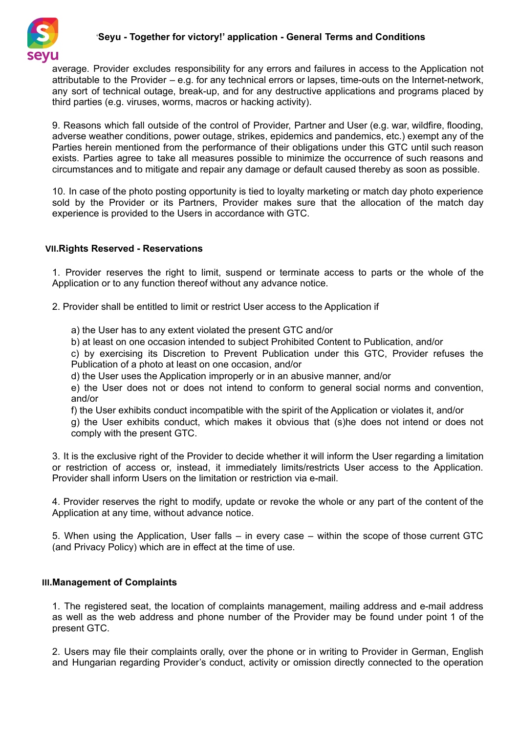average. Provider excludes responsibility for any errors and failures in access to the Application not attributable to the Provider – e.g. for any technical errors or lapses, time-outs on the Internet-network, any sort of technical outage, break-up, and for any destructive applications and programs placed by third parties (e.g. viruses, worms, macros or hacking activity).

9. Reasons which fall outside of the control of Provider, Partner and User (e.g. war, wildfire, flooding, adverse weather conditions, power outage, strikes, epidemics and pandemics, etc.) exempt any of the Parties herein mentioned from the performance of their obligations under this GTC until such reason exists. Parties agree to take all measures possible to minimize the occurrence of such reasons and circumstances and to mitigate and repair any damage or default caused thereby as soon as possible.

10. In case of the photo posting opportunity is tied to loyalty marketing or match day photo experience sold by the Provider or its Partners, Provider makes sure that the allocation of the match day experience is provided to the Users in accordance with GTC.

## VII. Rights Reserved - Reservations

1. Provider reserves the right to limit, suspend or terminate access to parts or the whole of the Application or to any function thereof without any advance notice.

2. Provider shall be entitled to limit or restrict User access to the Application if

a) the User has to any extent violated the present GTC and/or
b) at least on one occasion intended to subject Prohibited Content to Publication, and/or
c) by exercising its Discretion to Prevent Publication under this GTC, Provider refuses the Publication of a photo at least on one occasion, and/or
d) the User uses the Application improperly or in an abusive manner, and/or
e) the User does not or does not intend to conform to general social norms and convention, and/or
f) the User exhibits conduct incompatible with the spirit of the Application or violates it, and/or
g) the User exhibits conduct, which makes it obvious that (s)he does not intend or does not comply with the present GTC.

3. It is the exclusive right of the Provider to decide whether it will inform the User regarding a limitation or restriction of access or, instead, it immediately limits/restricts User access to the Application. Provider shall inform Users on the limitation or restriction via e-mail.

4. Provider reserves the right to modify, update or revoke the whole or any part of the content of the Application at any time, without advance notice.

5. When using the Application, User falls – in every case – within the scope of those current GTC (and Privacy Policy) which are in effect at the time of use.

## III. Management of Complaints

1. The registered seat, the location of complaints management, mailing address and e-mail address as well as the web address and phone number of the Provider may be found under point 1 of the present GTC.

2. Users may file their complaints orally, over the phone or in writing to Provider in German, English and Hungarian regarding Provider's conduct, activity or omission directly connected to the operation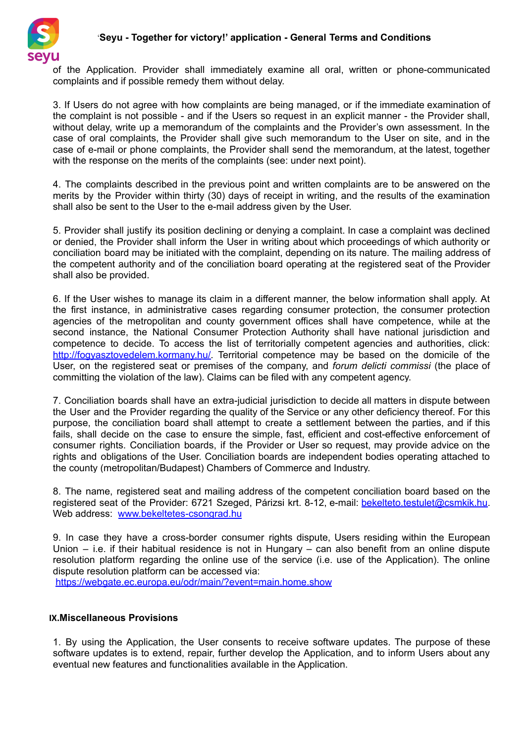of the Application. Provider shall immediately examine all oral, written or phone-communicated complaints and if possible remedy them without delay.

3. If Users do not agree with how complaints are being managed, or if the immediate examination of the complaint is not possible - and if the Users so request in an explicit manner - the Provider shall, without delay, write up a memorandum of the complaints and the Provider's own assessment. In the case of oral complaints, the Provider shall give such memorandum to the User on site, and in the case of e-mail or phone complaints, the Provider shall send the memorandum, at the latest, together with the response on the merits of the complaints (see: under next point).

4. The complaints described in the previous point and written complaints are to be answered on the merits by the Provider within thirty (30) days of receipt in writing, and the results of the examination shall also be sent to the User to the e-mail address given by the User.

5. Provider shall justify its position declining or denying a complaint. In case a complaint was declined or denied, the Provider shall inform the User in writing about which proceedings of which authority or conciliation board may be initiated with the complaint, depending on its nature. The mailing address of the competent authority and of the conciliation board operating at the registered seat of the Provider shall also be provided.

6. If the User wishes to manage its claim in a different manner, the below information shall apply. At the first instance, in administrative cases regarding consumer protection, the consumer protection agencies of the metropolitan and county government offices shall have competence, while at the second instance, the National Consumer Protection Authority shall have national jurisdiction and competence to decide. To access the list of territorially competent agencies and authorities, click: http://fogyasztovedelem.kormany.hu/. Territorial competence may be based on the domicile of the User, on the registered seat or premises of the company, and *forum delicti commissi* (the place of committing the violation of the law). Claims can be filed with any competent agency.

7. Conciliation boards shall have an extra-judicial jurisdiction to decide all matters in dispute between the User and the Provider regarding the quality of the Service or any other deficiency thereof. For this purpose, the conciliation board shall attempt to create a settlement between the parties, and if this fails, shall decide on the case to ensure the simple, fast, efficient and cost-effective enforcement of consumer rights. Conciliation boards, if the Provider or User so request, may provide advice on the rights and obligations of the User. Conciliation boards are independent bodies operating attached to the county (metropolitan/Budapest) Chambers of Commerce and Industry.

8. The name, registered seat and mailing address of the competent conciliation board based on the registered seat of the Provider: 6721 Szeged, Párizsi krt. 8-12, e-mail: bekelteto.testulet@csmkik.hu. Web address: www.bekeltetes-csongrad.hu

9. In case they have a cross-border consumer rights dispute, Users residing within the European Union – i.e. if their habitual residence is not in Hungary – can also benefit from an online dispute resolution platform regarding the online use of the service (i.e. use of the Application). The online dispute resolution platform can be accessed via:
https://webgate.ec.europa.eu/odr/main/?event=main.home.show

## IX. Miscellaneous Provisions

1. By using the Application, the User consents to receive software updates. The purpose of these software updates is to extend, repair, further develop the Application, and to inform Users about any eventual new features and functionalities available in the Application.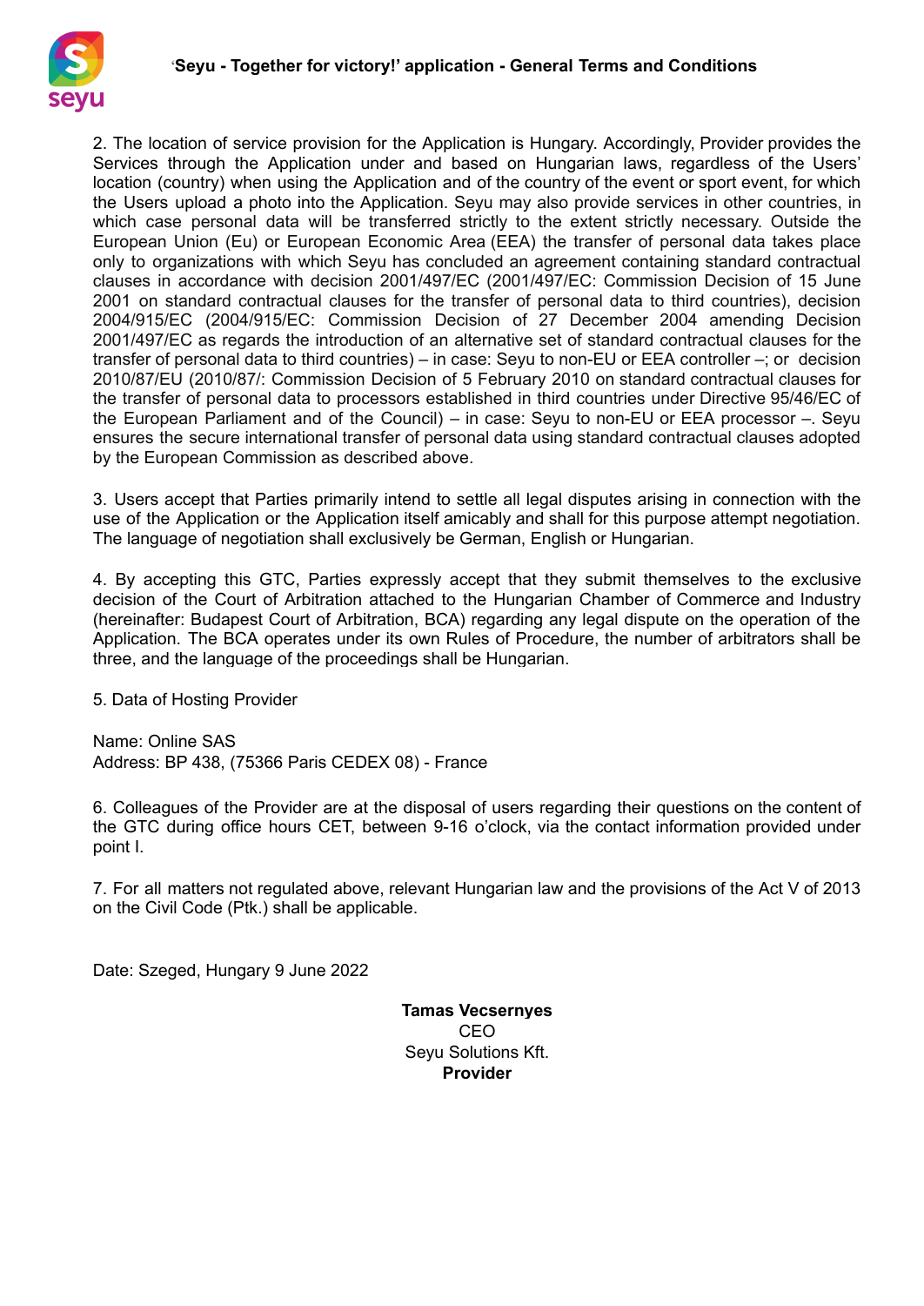2. The location of service provision for the Application is Hungary. Accordingly, Provider provides the Services through the Application under and based on Hungarian laws, regardless of the Users' location (country) when using the Application and of the country of the event or sport event, for which the Users upload a photo into the Application. Seyu may also provide services in other countries, in which case personal data will be transferred strictly to the extent strictly necessary. Outside the European Union (Eu) or European Economic Area (EEA) the transfer of personal data takes place only to organizations with which Seyu has concluded an agreement containing standard contractual clauses in accordance with decision 2001/497/EC (2001/497/EC: Commission Decision of 15 June 2001 on standard contractual clauses for the transfer of personal data to third countries), decision 2004/915/EC (2004/915/EC: Commission Decision of 27 December 2004 amending Decision 2001/497/EC as regards the introduction of an alternative set of standard contractual clauses for the transfer of personal data to third countries) – in case: Seyu to non-EU or EEA controller –; or decision 2010/87/EU (2010/87/: Commission Decision of 5 February 2010 on standard contractual clauses for the transfer of personal data to processors established in third countries under Directive 95/46/EC of the European Parliament and of the Council) – in case: Seyu to non-EU or EEA processor –. Seyu ensures the secure international transfer of personal data using standard contractual clauses adopted by the European Commission as described above.

3. Users accept that Parties primarily intend to settle all legal disputes arising in connection with the use of the Application or the Application itself amicably and shall for this purpose attempt negotiation. The language of negotiation shall exclusively be German, English or Hungarian.

4. By accepting this GTC, Parties expressly accept that they submit themselves to the exclusive decision of the Court of Arbitration attached to the Hungarian Chamber of Commerce and Industry (hereinafter: Budapest Court of Arbitration, BCA) regarding any legal dispute on the operation of the Application. The BCA operates under its own Rules of Procedure, the number of arbitrators shall be three, and the language of the proceedings shall be Hungarian.

5. Data of Hosting Provider

Name: Online SAS
Address: BP 438, (75366 Paris CEDEX 08) - France

6. Colleagues of the Provider are at the disposal of users regarding their questions on the content of the GTC during office hours CET, between 9-16 o'clock, via the contact information provided under point I.

7. For all matters not regulated above, relevant Hungarian law and the provisions of the Act V of 2013 on the Civil Code (Ptk.) shall be applicable.

Date: Szeged, Hungary 9 June 2022

**Tamas Vecsernyes**
CEO
Seyu Solutions Kft.
**Provider**